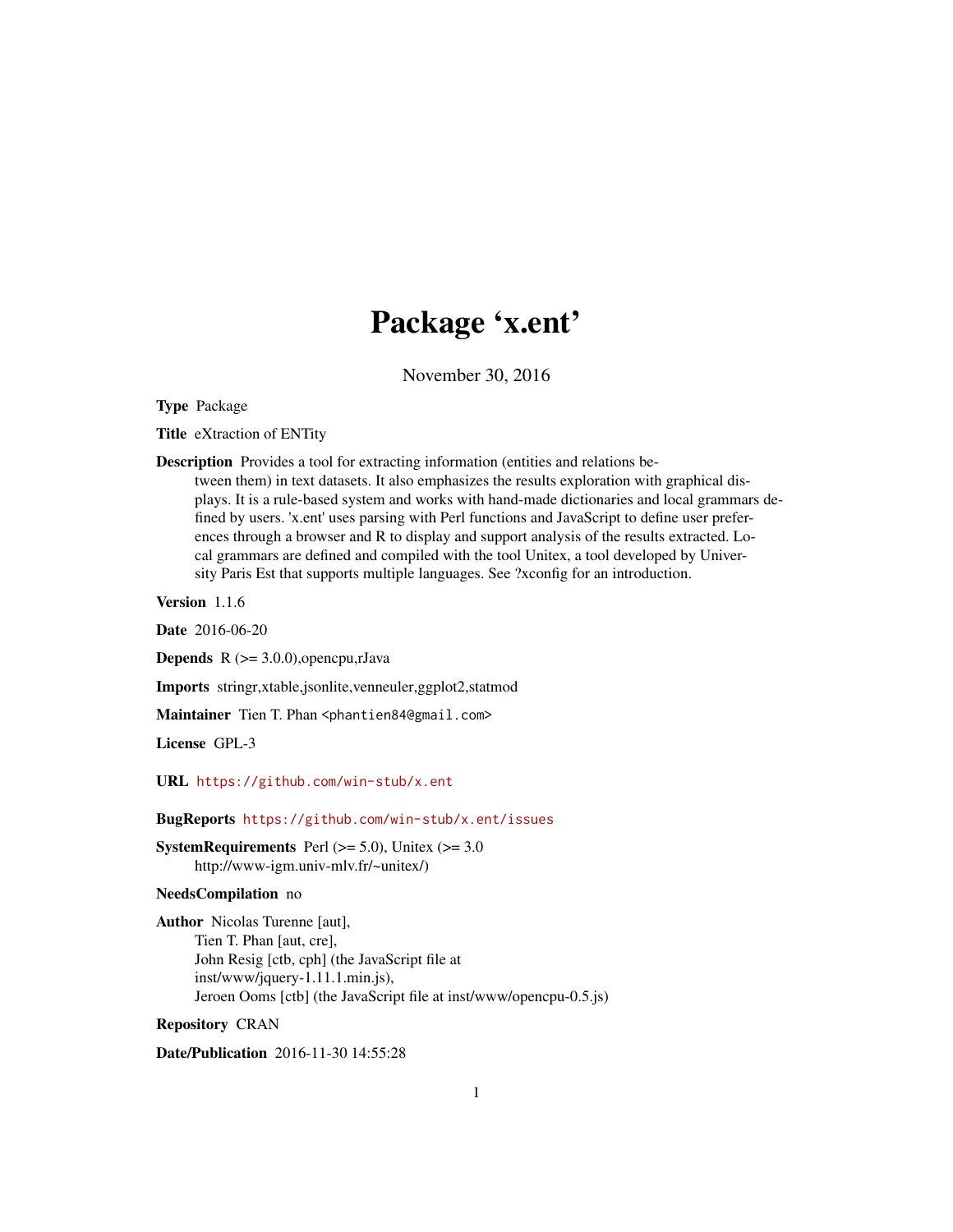# Package 'x.ent'

November 30, 2016

**Type** Package

**Title** eXtraction of ENTity

**Description** Provides a tool for extracting information (entities and relations between them) in text datasets. It also emphasizes the results exploration with graphical displays. It is a rule-based system and works with hand-made dictionaries and local grammars defined by users. 'x.ent' uses parsing with Perl functions and JavaScript to define user preferences through a browser and R to display and support analysis of the results extracted. Local grammars are defined and compiled with the tool Unitex, a tool developed by University Paris Est that supports multiple languages. See ?xconfig for an introduction.

**Version** 1.1.6

**Date** 2016-06-20

**Depends** R (>= 3.0.0),opencpu,rJava

**Imports** stringr,xtable,jsonlite,venneuler,ggplot2,statmod

**Maintainer** Tien T. Phan <phantien84@gmail.com>

**License** GPL-3

**URL** https://github.com/win-stub/x.ent

**BugReports** https://github.com/win-stub/x.ent/issues

**SystemRequirements** Perl (>= 5.0), Unitex (>= 3.0 http://www-igm.univ-mlv.fr/~unitex/)

**NeedsCompilation** no

**Author** Nicolas Turenne [aut],
Tien T. Phan [aut, cre],
John Resig [ctb, cph] (the JavaScript file at inst/www/jquery-1.11.1.min.js),
Jeroen Ooms [ctb] (the JavaScript file at inst/www/opencpu-0.5.js)

**Repository** CRAN

**Date/Publication** 2016-11-30 14:55:28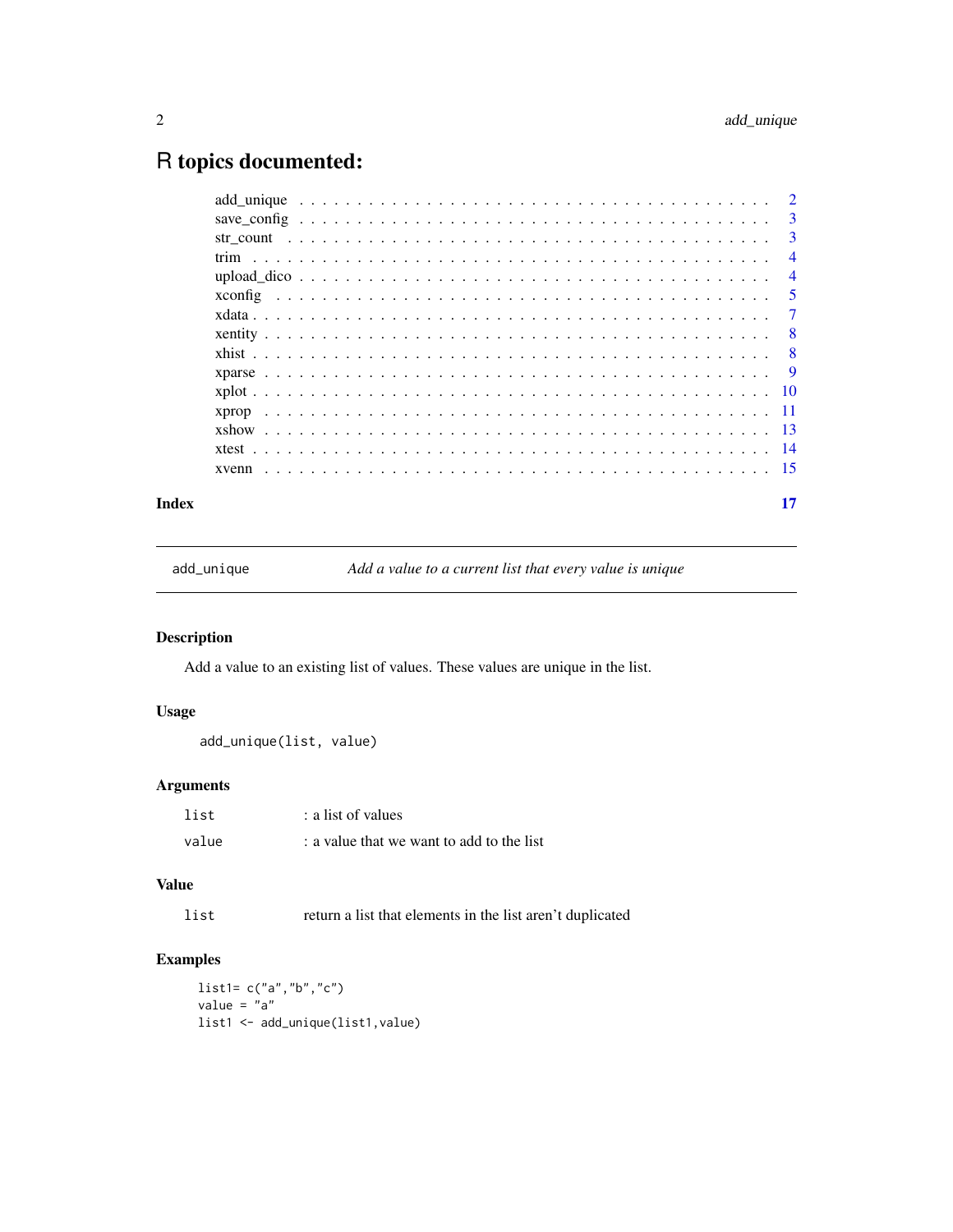# R topics documented:

| | |
|---|---|
| add_unique | 2 |
| save_config | 3 |
| str_count | 3 |
| trim | 4 |
| upload_dico | 4 |
| xconfig | 5 |
| xdata | 7 |
| xentity | 8 |
| xhist | 8 |
| xparse | 9 |
| xplot | 10 |
| xprop | 11 |
| xshow | 13 |
| xtest | 14 |
| xvenn | 15 |

**Index** **17**

---

## add_unique — *Add a value to a current list that every value is unique*

---

### Description

Add a value to an existing list of values. These values are unique in the list.

### Usage

```
add_unique(list, value)
```

### Arguments

| | |
|---|---|
| `list` | : a list of values |
| `value` | : a value that we want to add to the list |

### Value

| | |
|---|---|
| `list` | return a list that elements in the list aren't duplicated |

### Examples

```
list1= c("a","b","c")
value = "a"
list1 <- add_unique(list1,value)
```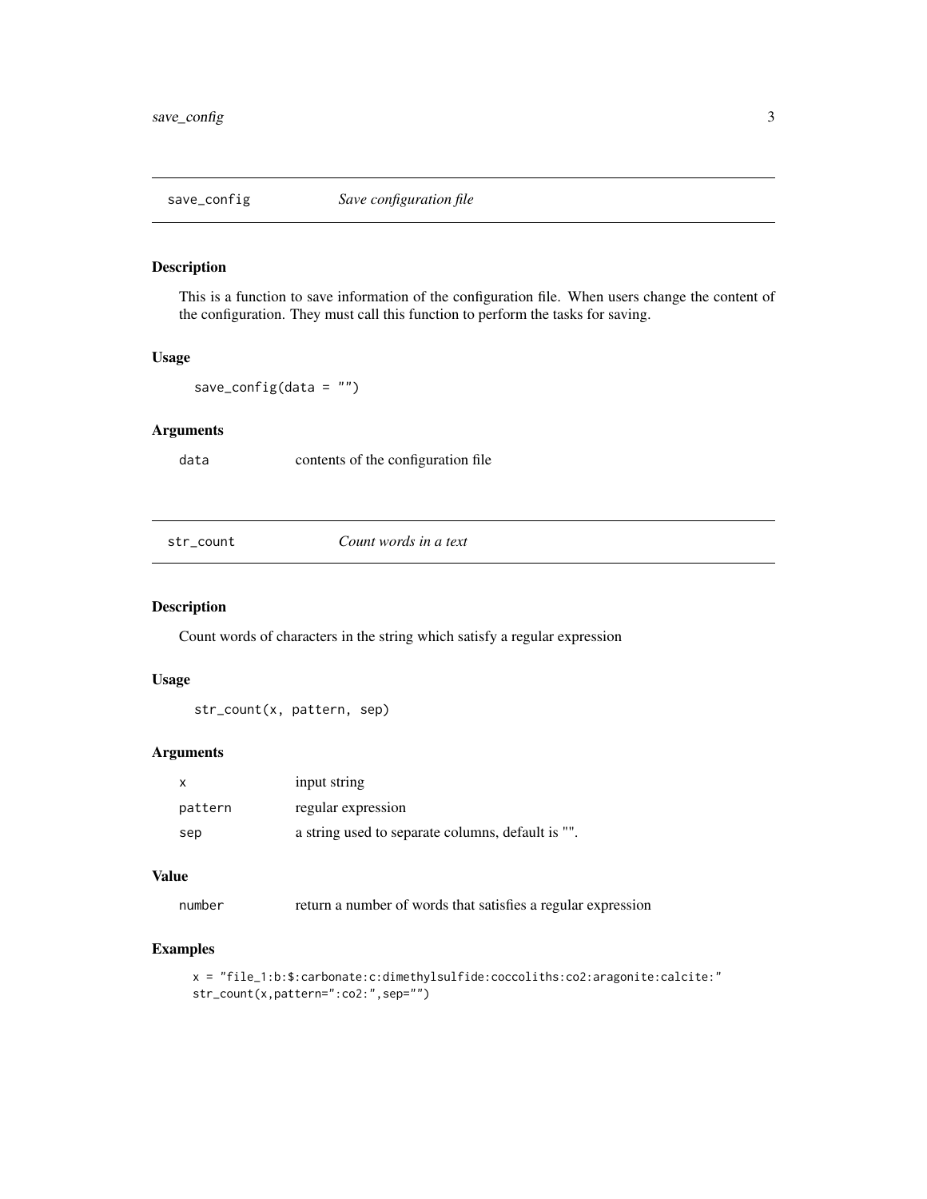## save_config — *Save configuration file*

### Description

This is a function to save information of the configuration file. When users change the content of the configuration. They must call this function to perform the tasks for saving.

### Usage

```
save_config(data = "")
```

### Arguments

| | |
|---|---|
| data | contents of the configuration file |

## str_count — *Count words in a text*

### Description

Count words of characters in the string which satisfy a regular expression

### Usage

```
str_count(x, pattern, sep)
```

### Arguments

| | |
|---|---|
| x | input string |
| pattern | regular expression |
| sep | a string used to separate columns, default is "". |

### Value

| | |
|---|---|
| number | return a number of words that satisfies a regular expression |

### Examples

```
x = "file_1:b:$:carbonate:c:dimethylsulfide:coccoliths:co2:aragonite:calcite:"
str_count(x,pattern=":co2:",sep="")
```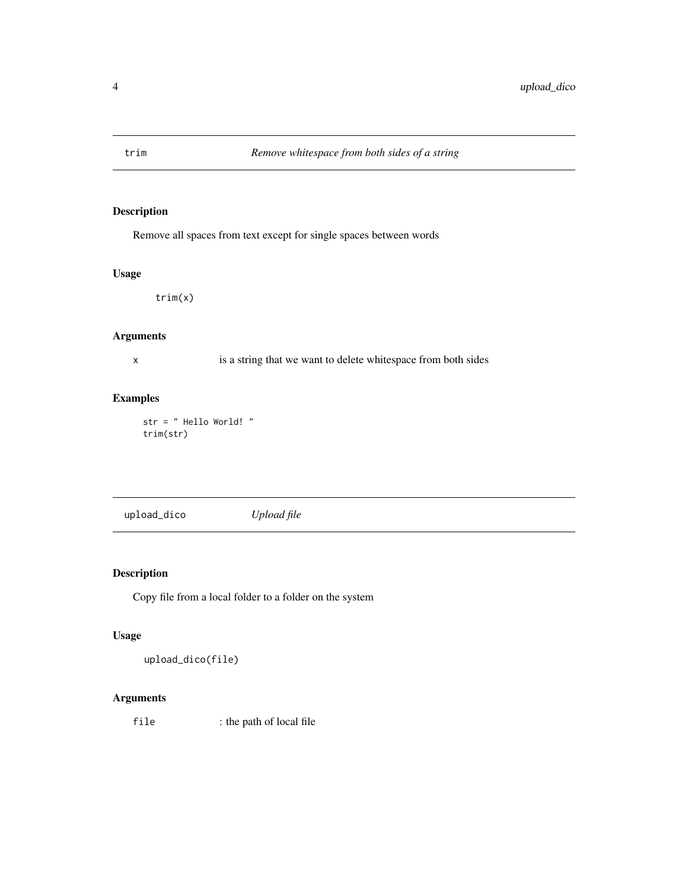## trim — *Remove whitespace from both sides of a string*

### Description

Remove all spaces from text except for single spaces between words

### Usage

```
trim(x)
```

### Arguments

x is a string that we want to delete whitespace from both sides

### Examples

```
str = " Hello World! "
trim(str)
```

## upload_dico — *Upload file*

### Description

Copy file from a local folder to a folder on the system

### Usage

```
upload_dico(file)
```

### Arguments

file : the path of local file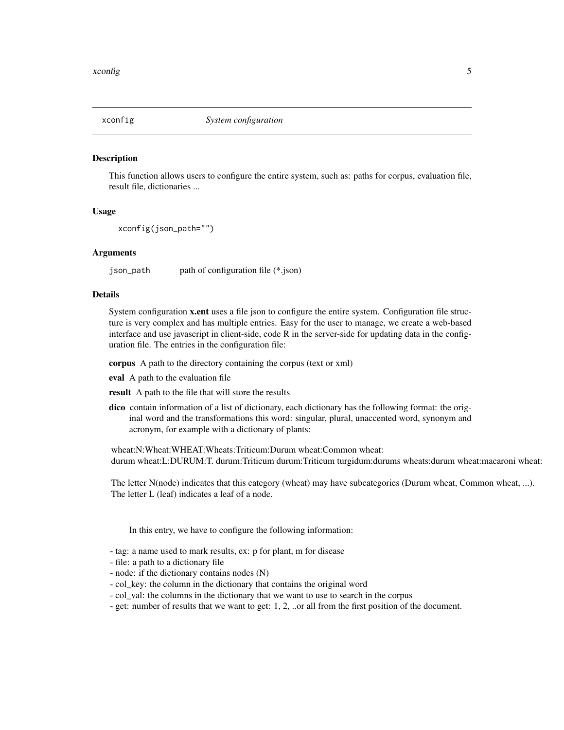## xconfig — *System configuration*

### Description

This function allows users to configure the entire system, such as: paths for corpus, evaluation file, result file, dictionaries ...

### Usage

```
xconfig(json_path="")
```

### Arguments

`json_path` path of configuration file (*.json)

### Details

System configuration **x.ent** uses a file json to configure the entire system. Configuration file structure is very complex and has multiple entries. Easy for the user to manage, we create a web-based interface and use javascript in client-side, code R in the server-side for updating data in the configuration file. The entries in the configuration file:

**corpus** A path to the directory containing the corpus (text or xml)

**eval** A path to the evaluation file

**result** A path to the file that will store the results

**dico** contain information of a list of dictionary, each dictionary has the following format: the original word and the transformations this word: singular, plural, unaccented word, synonym and acronym, for example with a dictionary of plants:

wheat:N:Wheat:WHEAT:Wheats:Triticum:Durum wheat:Common wheat:
durum wheat:L:DURUM:T. durum:Triticum durum:Triticum turgidum:durums wheats:durum wheat:macaroni wheat:

The letter N(node) indicates that this category (wheat) may have subcategories (Durum wheat, Common wheat, ...).
The letter L (leaf) indicates a leaf of a node.

In this entry, we have to configure the following information:

- tag: a name used to mark results, ex: p for plant, m for disease
- file: a path to a dictionary file
- node: if the dictionary contains nodes (N)
- col_key: the column in the dictionary that contains the original word
- col_val: the columns in the dictionary that we want to use to search in the corpus
- get: number of results that we want to get: 1, 2, ..or all from the first position of the document.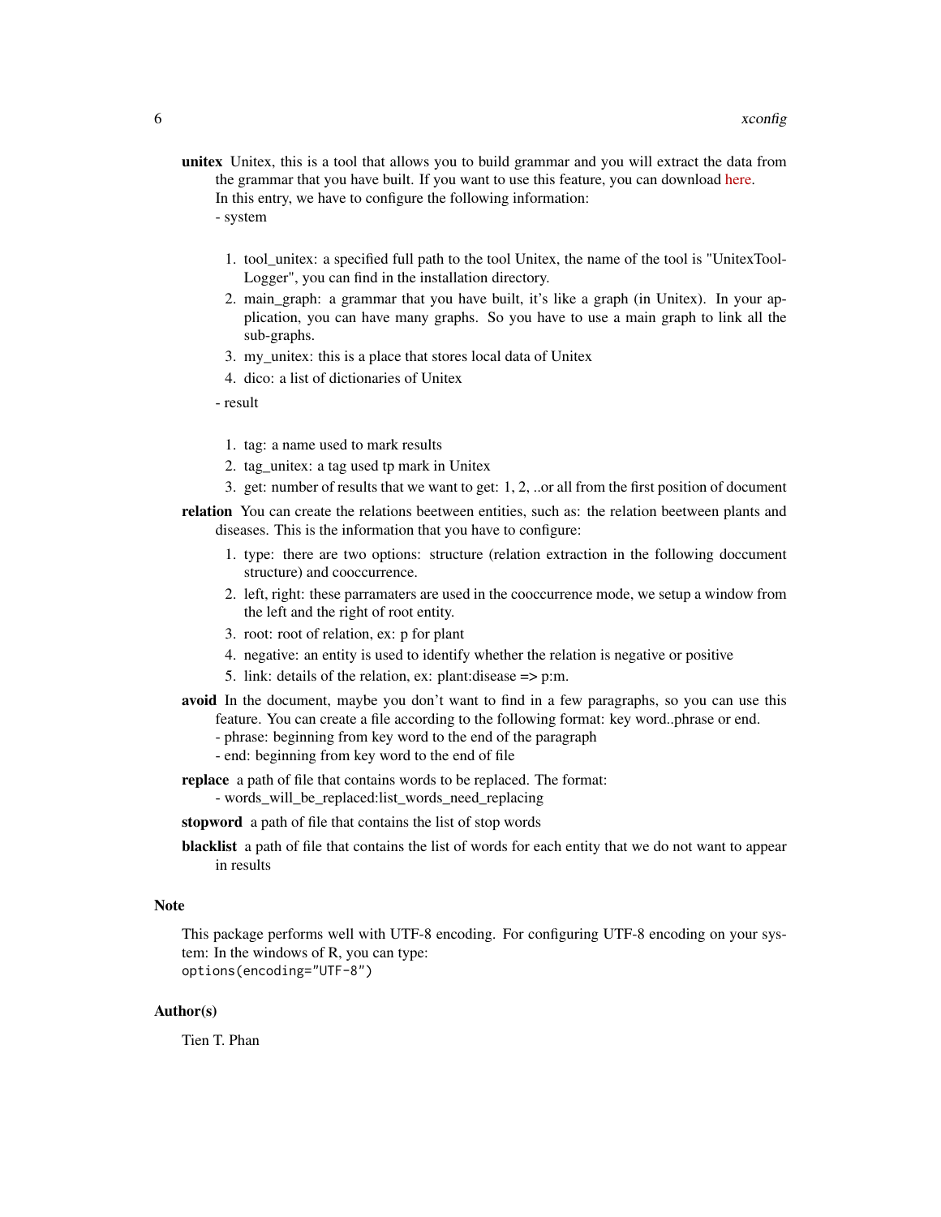**unitex** Unitex, this is a tool that allows you to build grammar and you will extract the data from the grammar that you have built. If you want to use this feature, you can download here.
In this entry, we have to configure the following information:
- system

1. tool_unitex: a specified full path to the tool Unitex, the name of the tool is "UnitexToolLogger", you can find in the installation directory.
2. main_graph: a grammar that you have built, it's like a graph (in Unitex). In your application, you can have many graphs. So you have to use a main graph to link all the sub-graphs.
3. my_unitex: this is a place that stores local data of Unitex
4. dico: a list of dictionaries of Unitex

- result

1. tag: a name used to mark results
2. tag_unitex: a tag used tp mark in Unitex
3. get: number of results that we want to get: 1, 2, ..or all from the first position of document

**relation** You can create the relations beetween entities, such as: the relation beetween plants and diseases. This is the information that you have to configure:

1. type: there are two options: structure (relation extraction in the following doccument structure) and cooccurrence.
2. left, right: these parramaters are used in the cooccurrence mode, we setup a window from the left and the right of root entity.
3. root: root of relation, ex: p for plant
4. negative: an entity is used to identify whether the relation is negative or positive
5. link: details of the relation, ex: plant:disease => p:m.

**avoid** In the document, maybe you don't want to find in a few paragraphs, so you can use this feature. You can create a file according to the following format: key word..phrase or end.
- phrase: beginning from key word to the end of the paragraph
- end: beginning from key word to the end of file

**replace** a path of file that contains words to be replaced. The format:
- words_will_be_replaced:list_words_need_replacing

**stopword** a path of file that contains the list of stop words

**blacklist** a path of file that contains the list of words for each entity that we do not want to appear in results

## Note

This package performs well with UTF-8 encoding. For configuring UTF-8 encoding on your system: In the windows of R, you can type:
`options(encoding="UTF-8")`

## Author(s)

Tien T. Phan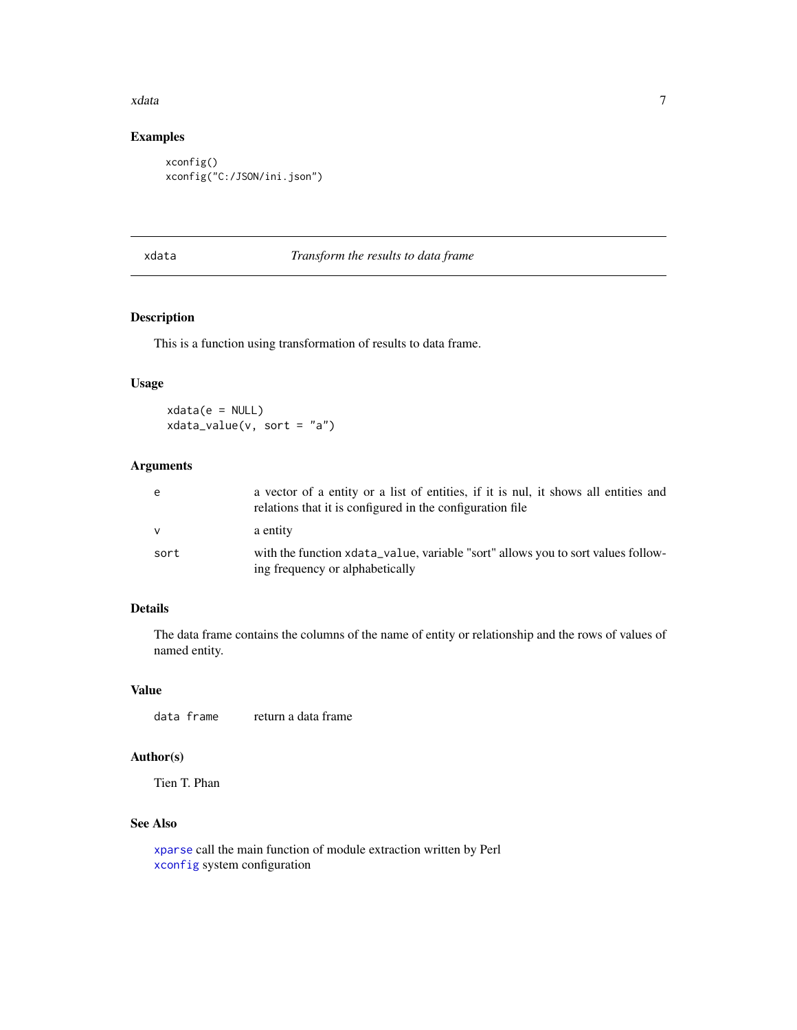## Examples

```
xconfig()
xconfig("C:/JSON/ini.json")
```

---

# xdata *Transform the results to data frame*

---

## Description

This is a function using transformation of results to data frame.

## Usage

```
xdata(e = NULL)
xdata_value(v, sort = "a")
```

## Arguments

| | |
|---|---|
| e | a vector of a entity or a list of entities, if it is nul, it shows all entities and relations that it is configured in the configuration file |
| v | a entity |
| sort | with the function `xdata_value`, variable "sort" allows you to sort values following frequency or alphabetically |

## Details

The data frame contains the columns of the name of entity or relationship and the rows of values of named entity.

## Value

| | |
|---|---|
| data frame | return a data frame |

## Author(s)

Tien T. Phan

## See Also

`xparse` call the main function of module extraction written by Perl
`xconfig` system configuration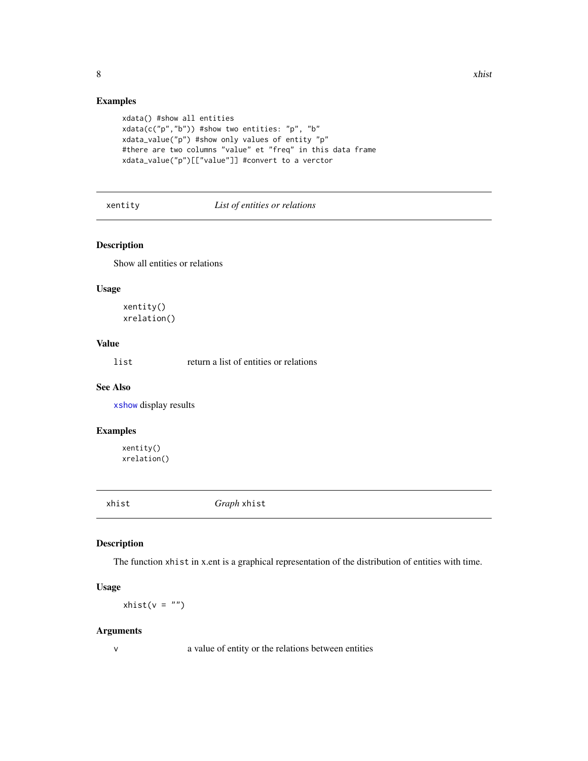### Examples

```
xdata() #show all entities
xdata(c("p","b")) #show two entities: "p", "b"
xdata_value("p") #show only values of entity "p"
#there are two columns "value" et "freq" in this data frame
xdata_value("p")[["value"]] #convert to a verctor
```

---

## xentity — *List of entities or relations*

### Description

Show all entities or relations

### Usage

```
xentity()
xrelation()
```

### Value

`list` return a list of entities or relations

### See Also

`xshow` display results

### Examples

```
xentity()
xrelation()
```

---

## xhist — *Graph* `xhist`

### Description

The function `xhist` in x.ent is a graphical representation of the distribution of entities with time.

### Usage

```
xhist(v = "")
```

### Arguments

`v` a value of entity or the relations between entities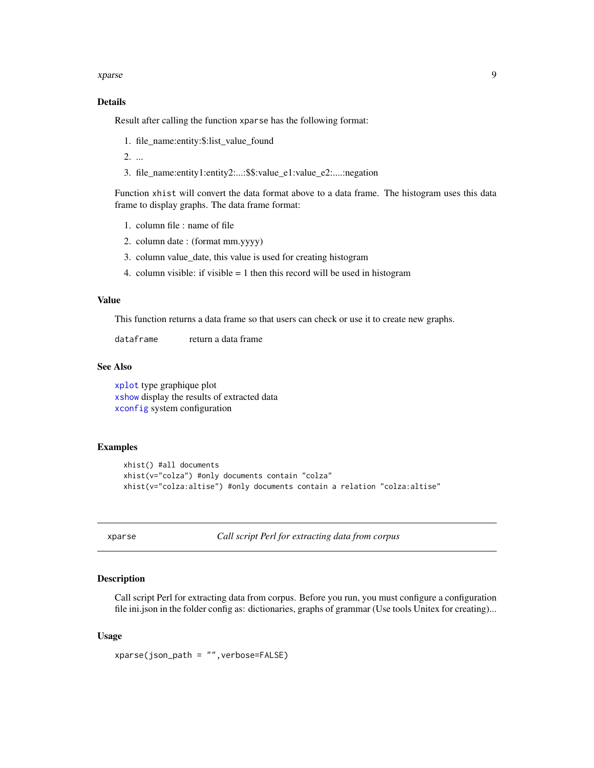## Details

Result after calling the function `xparse` has the following format:

1. file_name:entity:$:list_value_found
2. ...
3. file_name:entity1:entity2:...:$$:value_e1:value_e2:....:negation

Function `xhist` will convert the data format above to a data frame. The histogram uses this data frame to display graphs. The data frame format:

1. column file : name of file
2. column date : (format mm.yyyy)
3. column value_date, this value is used for creating histogram
4. column visible: if visible = 1 then this record will be used in histogram

## Value

This function returns a data frame so that users can check or use it to create new graphs.

`dataframe` return a data frame

## See Also

`xplot` type graphique plot
`xshow` display the results of extracted data
`xconfig` system configuration

## Examples

```
xhist() #all documents
xhist(v="colza") #only documents contain "colza"
xhist(v="colza:altise") #only documents contain a relation "colza:altise"
```

---

# xparse — *Call script Perl for extracting data from corpus*

## Description

Call script Perl for extracting data from corpus. Before you run, you must configure a configuration file ini.json in the folder config as: dictionaries, graphs of grammar (Use tools Unitex for creating)...

## Usage

```
xparse(json_path = "",verbose=FALSE)
```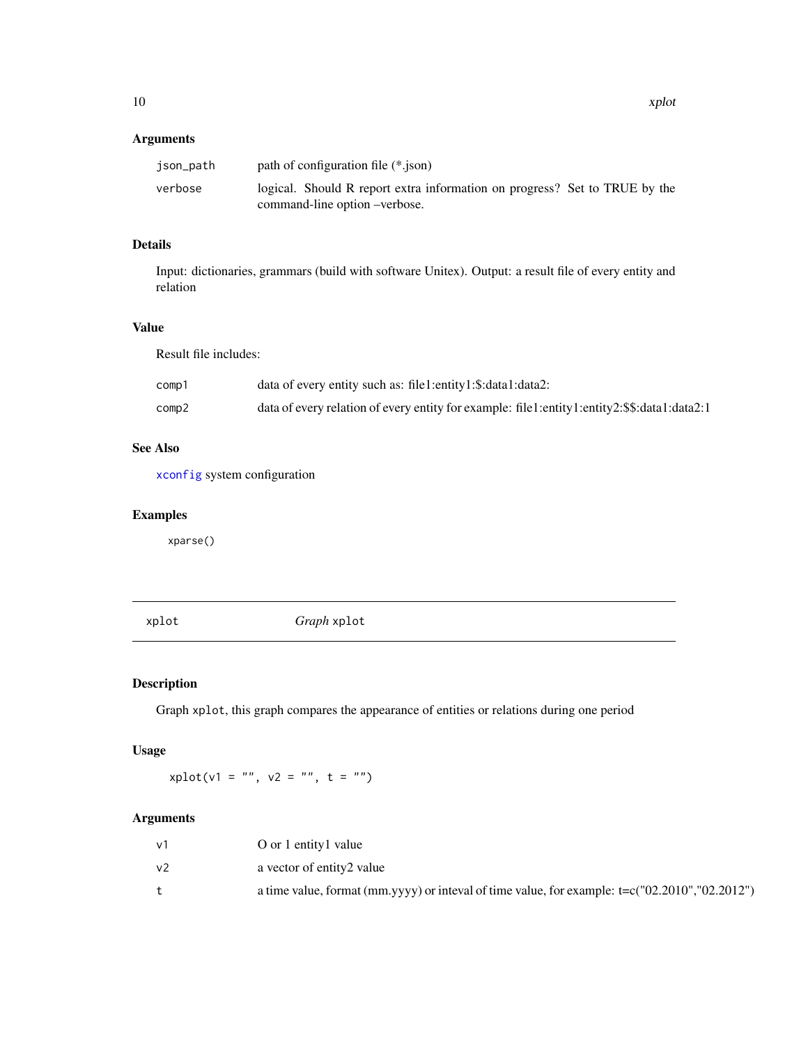### Arguments

| | |
|---|---|
| `json_path` | path of configuration file (*.json) |
| `verbose` | logical. Should R report extra information on progress? Set to TRUE by the command-line option –verbose. |

### Details

Input: dictionaries, grammars (build with software Unitex). Output: a result file of every entity and relation

### Value

Result file includes:

| | |
|---|---|
| `comp1` | data of every entity such as: file1:entity1:$:data1:data2: |
| `comp2` | data of every relation of every entity for example: file1:entity1:entity2:$$:data1:data2:1 |

### See Also

`xconfig` system configuration

### Examples

```
xparse()
```

---

## xplot — *Graph* `xplot`

### Description

Graph `xplot`, this graph compares the appearance of entities or relations during one period

### Usage

```
xplot(v1 = "", v2 = "", t = "")
```

### Arguments

| | |
|---|---|
| `v1` | O or 1 entity1 value |
| `v2` | a vector of entity2 value |
| `t` | a time value, format (mm.yyyy) or inteval of time value, for example: t=c("02.2010","02.2012") |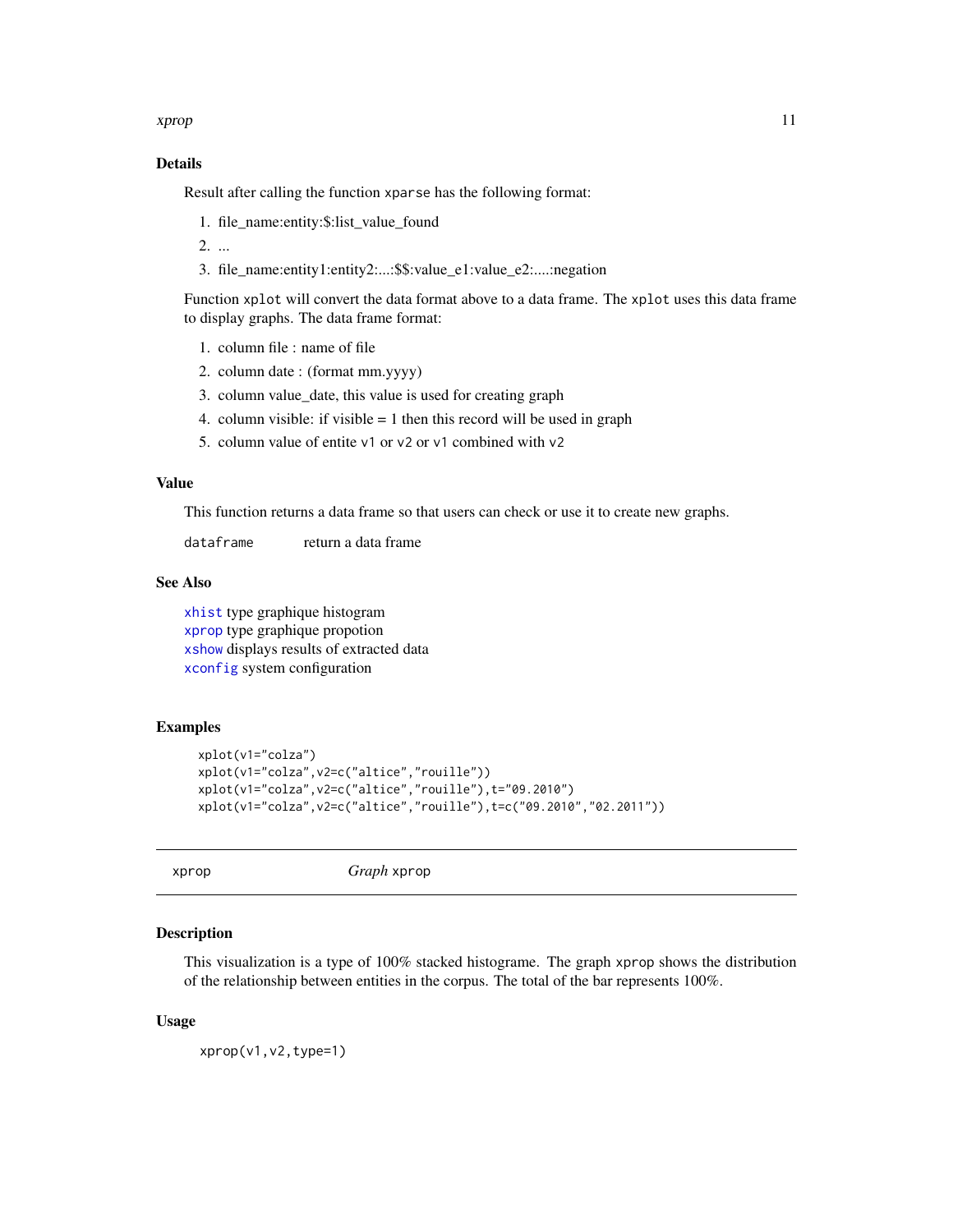### Details

Result after calling the function `xparse` has the following format:

1. file_name:entity:$:list_value_found
2. ...
3. file_name:entity1:entity2:...:$$:value_e1:value_e2:....:negation

Function `xplot` will convert the data format above to a data frame. The `xplot` uses this data frame to display graphs. The data frame format:

1. column file : name of file
2. column date : (format mm.yyyy)
3. column value_date, this value is used for creating graph
4. column visible: if visible = 1 then this record will be used in graph
5. column value of entite `v1` or `v2` or `v1` combined with `v2`

### Value

This function returns a data frame so that users can check or use it to create new graphs.

`dataframe` return a data frame

### See Also

`xhist` type graphique histogram
`xprop` type graphique propotion
`xshow` displays results of extracted data
`xconfig` system configuration

### Examples

```
xplot(v1="colza")
xplot(v1="colza",v2=c("altice","rouille"))
xplot(v1="colza",v2=c("altice","rouille"),t="09.2010")
xplot(v1="colza",v2=c("altice","rouille"),t=c("09.2010","02.2011"))
```

---

## xprop *Graph* `xprop`

---

### Description

This visualization is a type of 100% stacked histograme. The graph `xprop` shows the distribution of the relationship between entities in the corpus. The total of the bar represents 100%.

### Usage

```
xprop(v1,v2,type=1)
```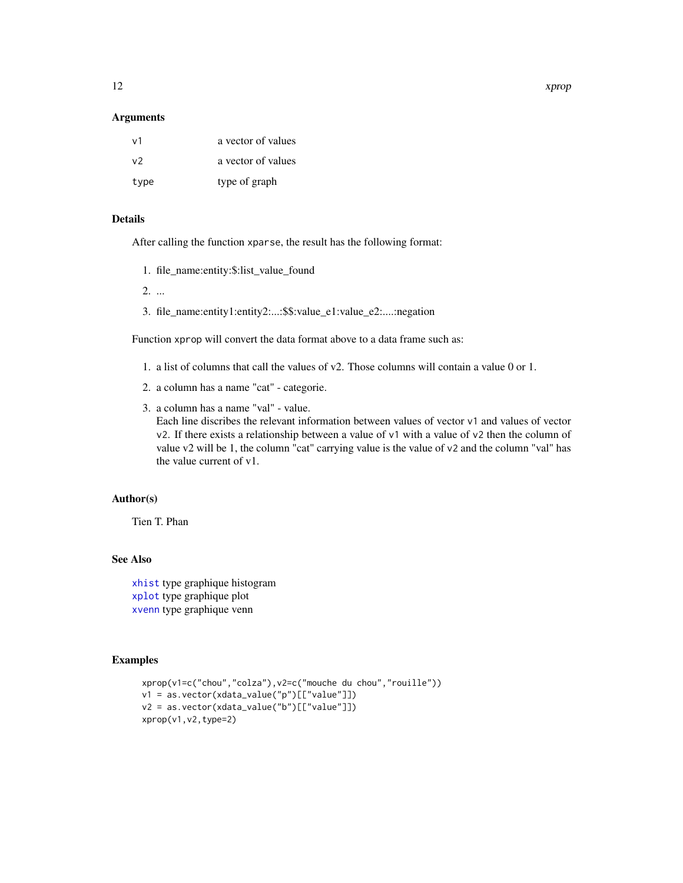### Arguments

| | |
|---|---|
| `v1` | a vector of values |
| `v2` | a vector of values |
| `type` | type of graph |

### Details

After calling the function `xparse`, the result has the following format:

1. file_name:entity:$:list_value_found
2. ...
3. file_name:entity1:entity2:...:$$:value_e1:value_e2:....:negation

Function `xprop` will convert the data format above to a data frame such as:

1. a list of columns that call the values of v2. Those columns will contain a value 0 or 1.
2. a column has a name "cat" - categorie.
3. a column has a name "val" - value.
   Each line discribes the relevant information between values of vector `v1` and values of vector `v2`. If there exists a relationship between a value of `v1` with a value of `v2` then the column of value v2 will be 1, the column "cat" carrying value is the value of `v2` and the column "val" has the value current of `v1`.

### Author(s)

Tien T. Phan

### See Also

`xhist` type graphique histogram
`xplot` type graphique plot
`xvenn` type graphique venn

### Examples

```
xprop(v1=c("chou","colza"),v2=c("mouche du chou","rouille"))
v1 = as.vector(xdata_value("p")[["value"]])
v2 = as.vector(xdata_value("b")[["value"]])
xprop(v1,v2,type=2)
```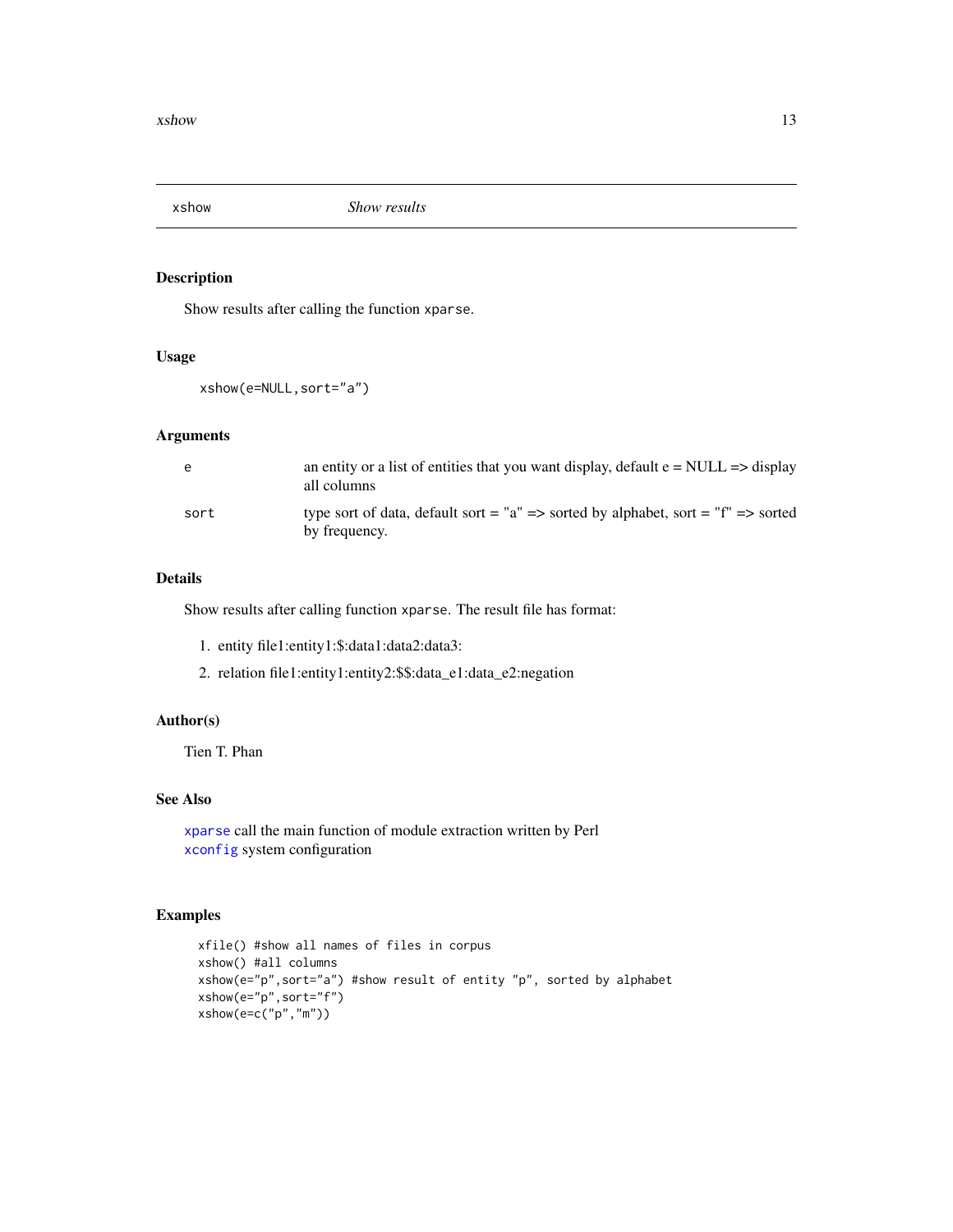# xshow — *Show results*

## Description

Show results after calling the function `xparse`.

## Usage

```
xshow(e=NULL,sort="a")
```

## Arguments

| | |
|---|---|
| `e` | an entity or a list of entities that you want display, default e = NULL => display all columns |
| `sort` | type sort of data, default sort = "a" => sorted by alphabet, sort = "f" => sorted by frequency. |

## Details

Show results after calling function `xparse`. The result file has format:

1. entity file1:entity1:$:data1:data2:data3:
2. relation file1:entity1:entity2:$$:data_e1:data_e2:negation

## Author(s)

Tien T. Phan

## See Also

`xparse` call the main function of module extraction written by Perl
`xconfig` system configuration

## Examples

```
xfile() #show all names of files in corpus
xshow() #all columns
xshow(e="p",sort="a") #show result of entity "p", sorted by alphabet
xshow(e="p",sort="f")
xshow(e=c("p","m"))
```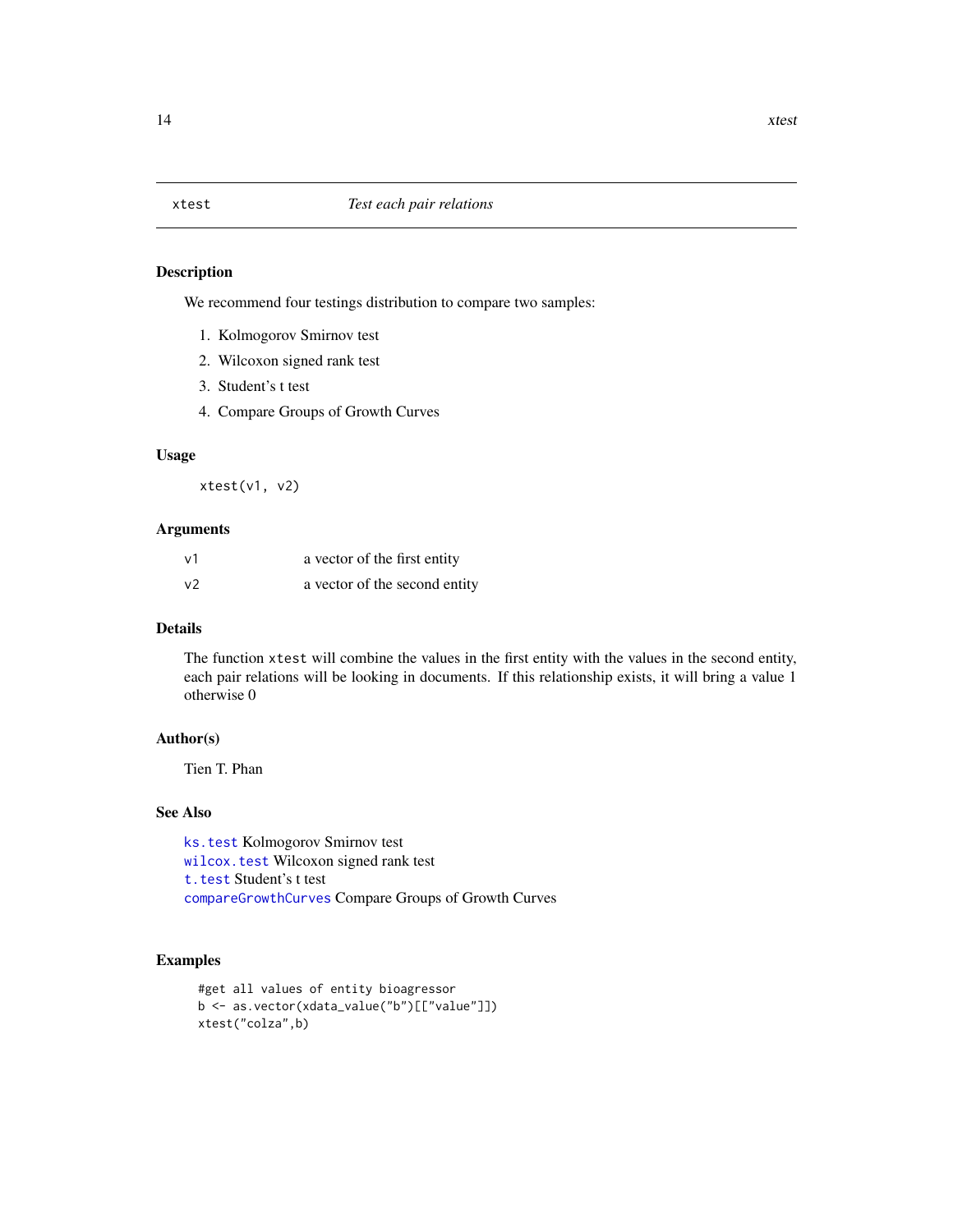## xtest — *Test each pair relations*

### Description

We recommend four testings distribution to compare two samples:

1. Kolmogorov Smirnov test
2. Wilcoxon signed rank test
3. Student's t test
4. Compare Groups of Growth Curves

### Usage

```
xtest(v1, v2)
```

### Arguments

| | |
|---|---|
| v1 | a vector of the first entity |
| v2 | a vector of the second entity |

### Details

The function `xtest` will combine the values in the first entity with the values in the second entity, each pair relations will be looking in documents. If this relationship exists, it will bring a value 1 otherwise 0

### Author(s)

Tien T. Phan

### See Also

`ks.test` Kolmogorov Smirnov test
`wilcox.test` Wilcoxon signed rank test
`t.test` Student's t test
`compareGrowthCurves` Compare Groups of Growth Curves

### Examples

```
#get all values of entity bioagressor
b <- as.vector(xdata_value("b")[["value"]])
xtest("colza",b)
```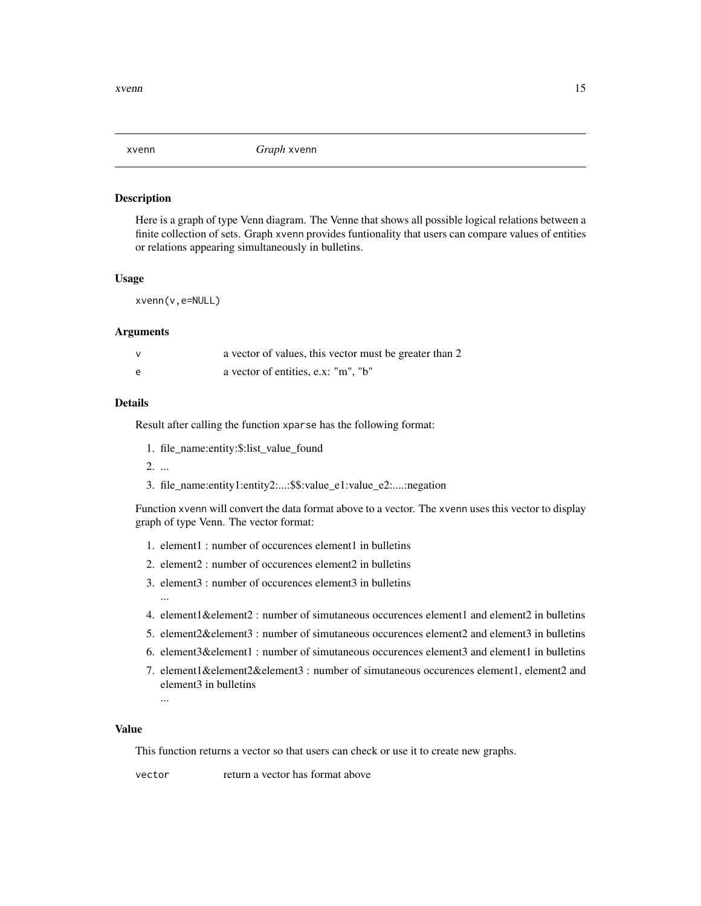## xvenn *Graph* xvenn

### Description

Here is a graph of type Venn diagram. The Venne that shows all possible logical relations between a finite collection of sets. Graph xvenn provides funtionality that users can compare values of entities or relations appearing simultaneously in bulletins.

### Usage

```
xvenn(v,e=NULL)
```

### Arguments

| | |
|---|---|
| v | a vector of values, this vector must be greater than 2 |
| e | a vector of entities, e.x: "m", "b" |

### Details

Result after calling the function xparse has the following format:

1. file_name:entity:$:list_value_found
2. ...
3. file_name:entity1:entity2:...:$$:value_e1:value_e2:....:negation

Function xvenn will convert the data format above to a vector. The xvenn uses this vector to display graph of type Venn. The vector format:

1. element1 : number of occurences element1 in bulletins
2. element2 : number of occurences element2 in bulletins
3. element3 : number of occurences element3 in bulletins
   ...
4. element1&element2 : number of simutaneous occurences element1 and element2 in bulletins
5. element2&element3 : number of simutaneous occurences element2 and element3 in bulletins
6. element3&element1 : number of simutaneous occurences element3 and element1 in bulletins
7. element1&element2&element3 : number of simutaneous occurences element1, element2 and element3 in bulletins
   ...

### Value

This function returns a vector so that users can check or use it to create new graphs.

| | |
|---|---|
| vector | return a vector has format above |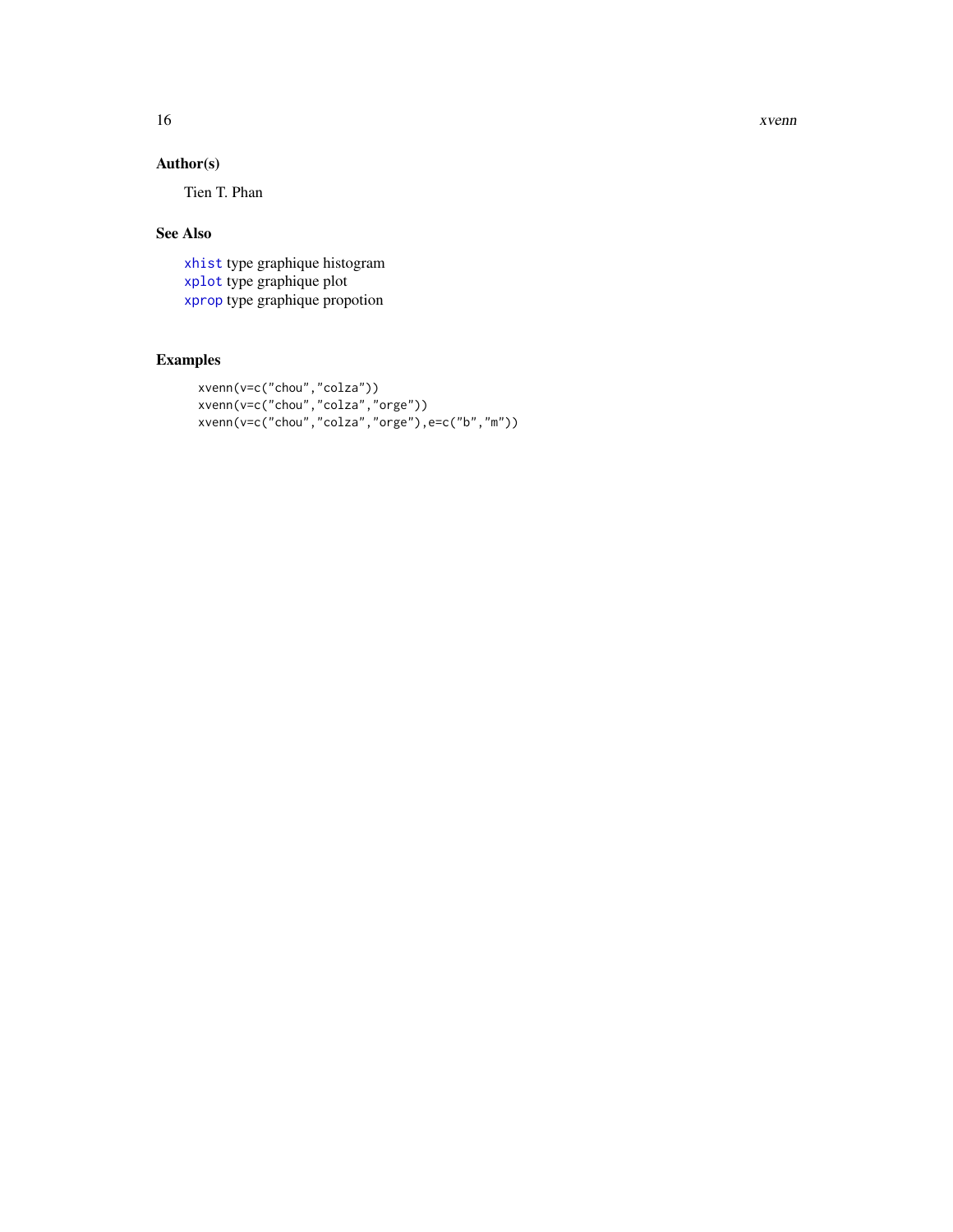## Author(s)

Tien T. Phan

## See Also

`xhist` type graphique histogram
`xplot` type graphique plot
`xprop` type graphique propotion

## Examples

```
xvenn(v=c("chou","colza"))
xvenn(v=c("chou","colza","orge"))
xvenn(v=c("chou","colza","orge"),e=c("b","m"))
```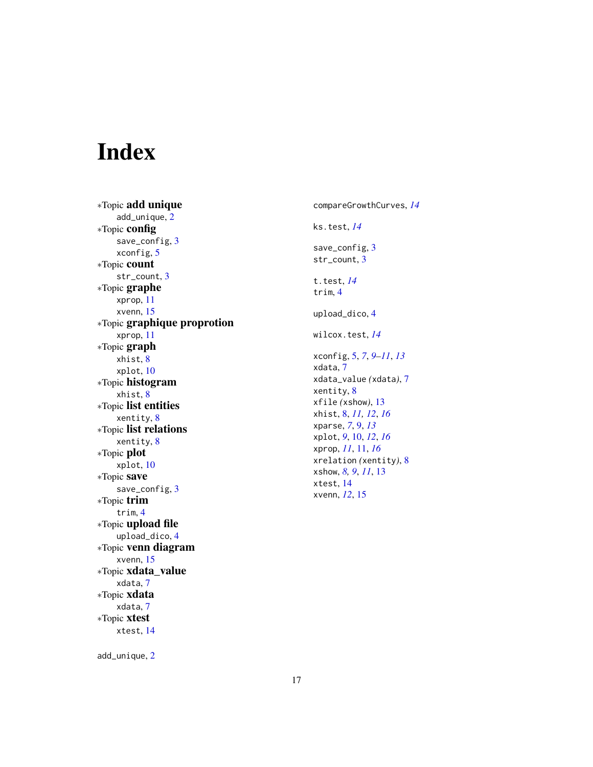# Index

∗Topic **add unique**
- add_unique, 2

∗Topic **config**
- save_config, 3
- xconfig, 5

∗Topic **count**
- str_count, 3

∗Topic **graphe**
- xprop, 11
- xvenn, 15

∗Topic **graphique proprotion**
- xprop, 11

∗Topic **graph**
- xhist, 8
- xplot, 10

∗Topic **histogram**
- xhist, 8

∗Topic **list entities**
- xentity, 8

∗Topic **list relations**
- xentity, 8

∗Topic **plot**
- xplot, 10

∗Topic **save**
- save_config, 3

∗Topic **trim**
- trim, 4

∗Topic **upload file**
- upload_dico, 4

∗Topic **venn diagram**
- xvenn, 15

∗Topic **xdata_value**
- xdata, 7

∗Topic **xdata**
- xdata, 7

∗Topic **xtest**
- xtest, 14

add_unique, 2

compareGrowthCurves, *14*

ks.test, *14*

save_config, 3
str_count, 3

t.test, *14*
trim, 4

upload_dico, 4

wilcox.test, *14*

xconfig, 5, *7*, *9–11*, *13*
xdata, 7
xdata_value *(*xdata*)*, 7
xentity, 8
xfile *(*xshow*)*, 13
xhist, 8, *11*, *12*, *16*
xparse, *7*, 9, *13*
xplot, *9*, 10, *12*, *16*
xprop, *11*, 11, *16*
xrelation *(*xentity*)*, 8
xshow, *8*, *9*, *11*, 13
xtest, 14
xvenn, *12*, 15